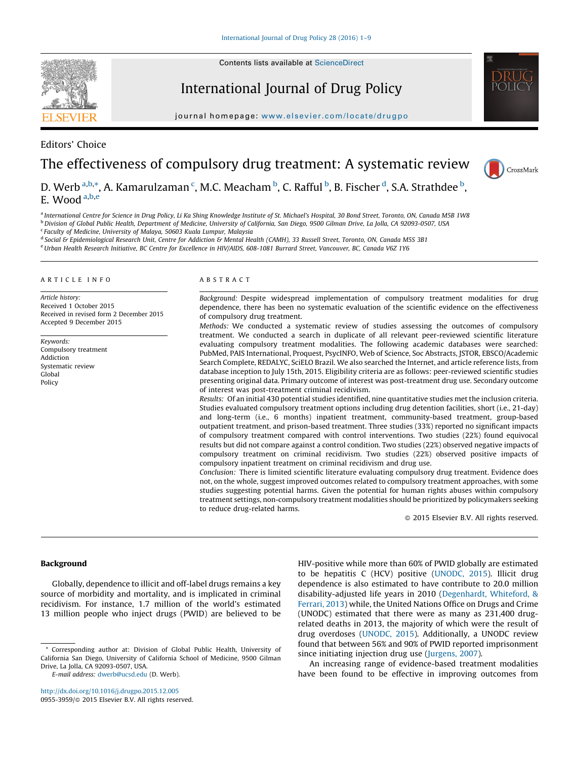Contents lists available at ScienceDirect

International Journal of Drug Policy

journal homepage: www.elsevier.com/locate/drugpo

Editors' Choice

# The effectiveness of compulsory drug treatment: A systematic review

D. Werb [a,b,*], A. Kamarulzaman [c], M.C. Meacham [b], C. Rafful [b], B. Fischer [d], S.A. Strathdee [b], E. Wood [a,b,e]

[a] International Centre for Science in Drug Policy, Li Ka Shing Knowledge Institute of St. Michael's Hospital, 30 Bond Street, Toronto, ON, Canada M5B 1W8
[b] Division of Global Public Health, Department of Medicine, University of California, San Diego, 9500 Gilman Drive, La Jolla, CA 92093-0507, USA
[c] Faculty of Medicine, University of Malaya, 50603 Kuala Lumpur, Malaysia
[d] Social & Epidemiological Research Unit, Centre for Addiction & Mental Health (CAMH), 33 Russell Street, Toronto, ON, Canada M5S 3B1
[e] Urban Health Research Initiative, BC Centre for Excellence in HIV/AIDS, 608-1081 Burrard Street, Vancouver, BC, Canada V6Z 1Y6

**ARTICLE INFO**

*Article history:*
Received 1 October 2015
Received in revised form 2 December 2015
Accepted 9 December 2015

*Keywords:*
Compulsory treatment
Addiction
Systematic review
Global
Policy

**ABSTRACT**

*Background:* Despite widespread implementation of compulsory treatment modalities for drug dependence, there has been no systematic evaluation of the scientific evidence on the effectiveness of compulsory drug treatment.

*Methods:* We conducted a systematic review of studies assessing the outcomes of compulsory treatment. We conducted a search in duplicate of all relevant peer-reviewed scientific literature evaluating compulsory treatment modalities. The following academic databases were searched: PubMed, PAIS International, Proquest, PsycINFO, Web of Science, Soc Abstracts, JSTOR, EBSCO/Academic Search Complete, REDALYC, SciELO Brazil. We also searched the Internet, and article reference lists, from database inception to July 15th, 2015. Eligibility criteria are as follows: peer-reviewed scientific studies presenting original data. Primary outcome of interest was post-treatment drug use. Secondary outcome of interest was post-treatment criminal recidivism.

*Results:* Of an initial 430 potential studies identified, nine quantitative studies met the inclusion criteria. Studies evaluated compulsory treatment options including drug detention facilities, short (i.e., 21-day) and long-term (i.e., 6 months) inpatient treatment, community-based treatment, group-based outpatient treatment, and prison-based treatment. Three studies (33%) reported no significant impacts of compulsory treatment compared with control interventions. Two studies (22%) found equivocal results but did not compare against a control condition. Two studies (22%) observed negative impacts of compulsory treatment on criminal recidivism. Two studies (22%) observed positive impacts of compulsory inpatient treatment on criminal recidivism and drug use.

*Conclusion:* There is limited scientific literature evaluating compulsory drug treatment. Evidence does not, on the whole, suggest improved outcomes related to compulsory treatment approaches, with some studies suggesting potential harms. Given the potential for human rights abuses within compulsory treatment settings, non-compulsory treatment modalities should be prioritized by policymakers seeking to reduce drug-related harms.

© 2015 Elsevier B.V. All rights reserved.

## Background

Globally, dependence to illicit and off-label drugs remains a key source of morbidity and mortality, and is implicated in criminal recidivism. For instance, 1.7 million of the world's estimated 13 million people who inject drugs (PWID) are believed to be HIV-positive while more than 60% of PWID globally are estimated to be hepatitis C (HCV) positive (UNODC, 2015). Illicit drug dependence is also estimated to have contribute to 20.0 million disability-adjusted life years in 2010 (Degenhardt, Whiteford, & Ferrari, 2013) while, the United Nations Office on Drugs and Crime (UNODC) estimated that there were as many as 231,400 drug-related deaths in 2013, the majority of which were the result of drug overdoses (UNODC, 2015). Additionally, a UNODC review found that between 56% and 90% of PWID reported imprisonment since initiating injection drug use (Jurgens, 2007).

An increasing range of evidence-based treatment modalities have been found to be effective in improving outcomes from

* Corresponding author at: Division of Global Public Health, University of California San Diego, University of California School of Medicine, 9500 Gilman Drive, La Jolla, CA 92093-0507, USA.
*E-mail address:* dwerb@ucsd.edu (D. Werb).

http://dx.doi.org/10.1016/j.drugpo.2015.12.005
0955-3959/© 2015 Elsevier B.V. All rights reserved.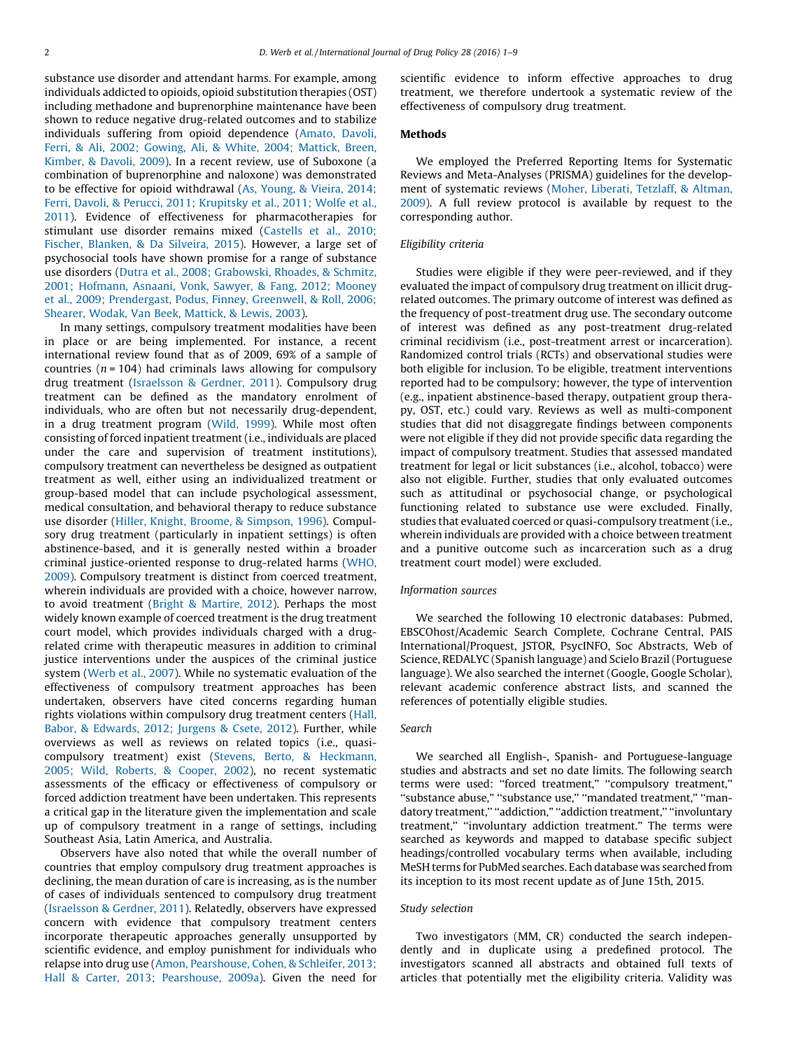substance use disorder and attendant harms. For example, among individuals addicted to opioids, opioid substitution therapies (OST) including methadone and buprenorphine maintenance have been shown to reduce negative drug-related outcomes and to stabilize individuals suffering from opioid dependence (Amato, Davoli, Ferri, & Ali, 2002; Gowing, Ali, & White, 2004; Mattick, Breen, Kimber, & Davoli, 2009). In a recent review, use of Suboxone (a combination of buprenorphine and naloxone) was demonstrated to be effective for opioid withdrawal (As, Young, & Vieira, 2014; Ferri, Davoli, & Perucci, 2011; Krupitsky et al., 2011; Wolfe et al., 2011). Evidence of effectiveness for pharmacotherapies for stimulant use disorder remains mixed (Castells et al., 2010; Fischer, Blanken, & Da Silveira, 2015). However, a large set of psychosocial tools have shown promise for a range of substance use disorders (Dutra et al., 2008; Grabowski, Rhoades, & Schmitz, 2001; Hofmann, Asnaani, Vonk, Sawyer, & Fang, 2012; Mooney et al., 2009; Prendergast, Podus, Finney, Greenwell, & Roll, 2006; Shearer, Wodak, Van Beek, Mattick, & Lewis, 2003).

In many settings, compulsory treatment modalities have been in place or are being implemented. For instance, a recent international review found that as of 2009, 69% of a sample of countries ($n = 104$) had criminals laws allowing for compulsory drug treatment (Israelsson & Gerdner, 2011). Compulsory drug treatment can be defined as the mandatory enrolment of individuals, who are often but not necessarily drug-dependent, in a drug treatment program (Wild, 1999). While most often consisting of forced inpatient treatment (i.e., individuals are placed under the care and supervision of treatment institutions), compulsory treatment can nevertheless be designed as outpatient treatment as well, either using an individualized treatment or group-based model that can include psychological assessment, medical consultation, and behavioral therapy to reduce substance use disorder (Hiller, Knight, Broome, & Simpson, 1996). Compulsory drug treatment (particularly in inpatient settings) is often abstinence-based, and it is generally nested within a broader criminal justice-oriented response to drug-related harms (WHO, 2009). Compulsory treatment is distinct from coerced treatment, wherein individuals are provided with a choice, however narrow, to avoid treatment (Bright & Martire, 2012). Perhaps the most widely known example of coerced treatment is the drug treatment court model, which provides individuals charged with a drug-related crime with therapeutic measures in addition to criminal justice interventions under the auspices of the criminal justice system (Werb et al., 2007). While no systematic evaluation of the effectiveness of compulsory treatment approaches has been undertaken, observers have cited concerns regarding human rights violations within compulsory drug treatment centers (Hall, Babor, & Edwards, 2012; Jurgens & Csete, 2012). Further, while overviews as well as reviews on related topics (i.e., quasi-compulsory treatment) exist (Stevens, Berto, & Heckmann, 2005; Wild, Roberts, & Cooper, 2002), no recent systematic assessments of the efficacy or effectiveness of compulsory or forced addiction treatment have been undertaken. This represents a critical gap in the literature given the implementation and scale up of compulsory treatment in a range of settings, including Southeast Asia, Latin America, and Australia.

Observers have also noted that while the overall number of countries that employ compulsory drug treatment approaches is declining, the mean duration of care is increasing, as is the number of cases of individuals sentenced to compulsory drug treatment (Israelsson & Gerdner, 2011). Relatedly, observers have expressed concern with evidence that compulsory treatment centers incorporate therapeutic approaches generally unsupported by scientific evidence, and employ punishment for individuals who relapse into drug use (Amon, Pearshouse, Cohen, & Schleifer, 2013; Hall & Carter, 2013; Pearshouse, 2009a). Given the need for scientific evidence to inform effective approaches to drug treatment, we therefore undertook a systematic review of the effectiveness of compulsory drug treatment.

## Methods

We employed the Preferred Reporting Items for Systematic Reviews and Meta-Analyses (PRISMA) guidelines for the development of systematic reviews (Moher, Liberati, Tetzlaff, & Altman, 2009). A full review protocol is available by request to the corresponding author.

### *Eligibility criteria*

Studies were eligible if they were peer-reviewed, and if they evaluated the impact of compulsory drug treatment on illicit drug-related outcomes. The primary outcome of interest was defined as the frequency of post-treatment drug use. The secondary outcome of interest was defined as any post-treatment drug-related criminal recidivism (i.e., post-treatment arrest or incarceration). Randomized control trials (RCTs) and observational studies were both eligible for inclusion. To be eligible, treatment interventions reported had to be compulsory; however, the type of intervention (e.g., inpatient abstinence-based therapy, outpatient group therapy, OST, etc.) could vary. Reviews as well as multi-component studies that did not disaggregate findings between components were not eligible if they did not provide specific data regarding the impact of compulsory treatment. Studies that assessed mandated treatment for legal or licit substances (i.e., alcohol, tobacco) were also not eligible. Further, studies that only evaluated outcomes such as attitudinal or psychosocial change, or psychological functioning related to substance use were excluded. Finally, studies that evaluated coerced or quasi-compulsory treatment (i.e., wherein individuals are provided with a choice between treatment and a punitive outcome such as incarceration such as a drug treatment court model) were excluded.

### *Information sources*

We searched the following 10 electronic databases: Pubmed, EBSCOhost/Academic Search Complete, Cochrane Central, PAIS International/Proquest, JSTOR, PsycINFO, Soc Abstracts, Web of Science, REDALYC (Spanish language) and Scielo Brazil (Portuguese language). We also searched the internet (Google, Google Scholar), relevant academic conference abstract lists, and scanned the references of potentially eligible studies.

### *Search*

We searched all English-, Spanish- and Portuguese-language studies and abstracts and set no date limits. The following search terms were used: "forced treatment," "compulsory treatment," "substance abuse," "substance use," "mandated treatment," "mandatory treatment," "addiction," "addiction treatment," "involuntary treatment," "involuntary addiction treatment." The terms were searched as keywords and mapped to database specific subject headings/controlled vocabulary terms when available, including MeSH terms for PubMed searches. Each database was searched from its inception to its most recent update as of June 15th, 2015.

### *Study selection*

Two investigators (MM, CR) conducted the search independently and in duplicate using a predefined protocol. The investigators scanned all abstracts and obtained full texts of articles that potentially met the eligibility criteria. Validity was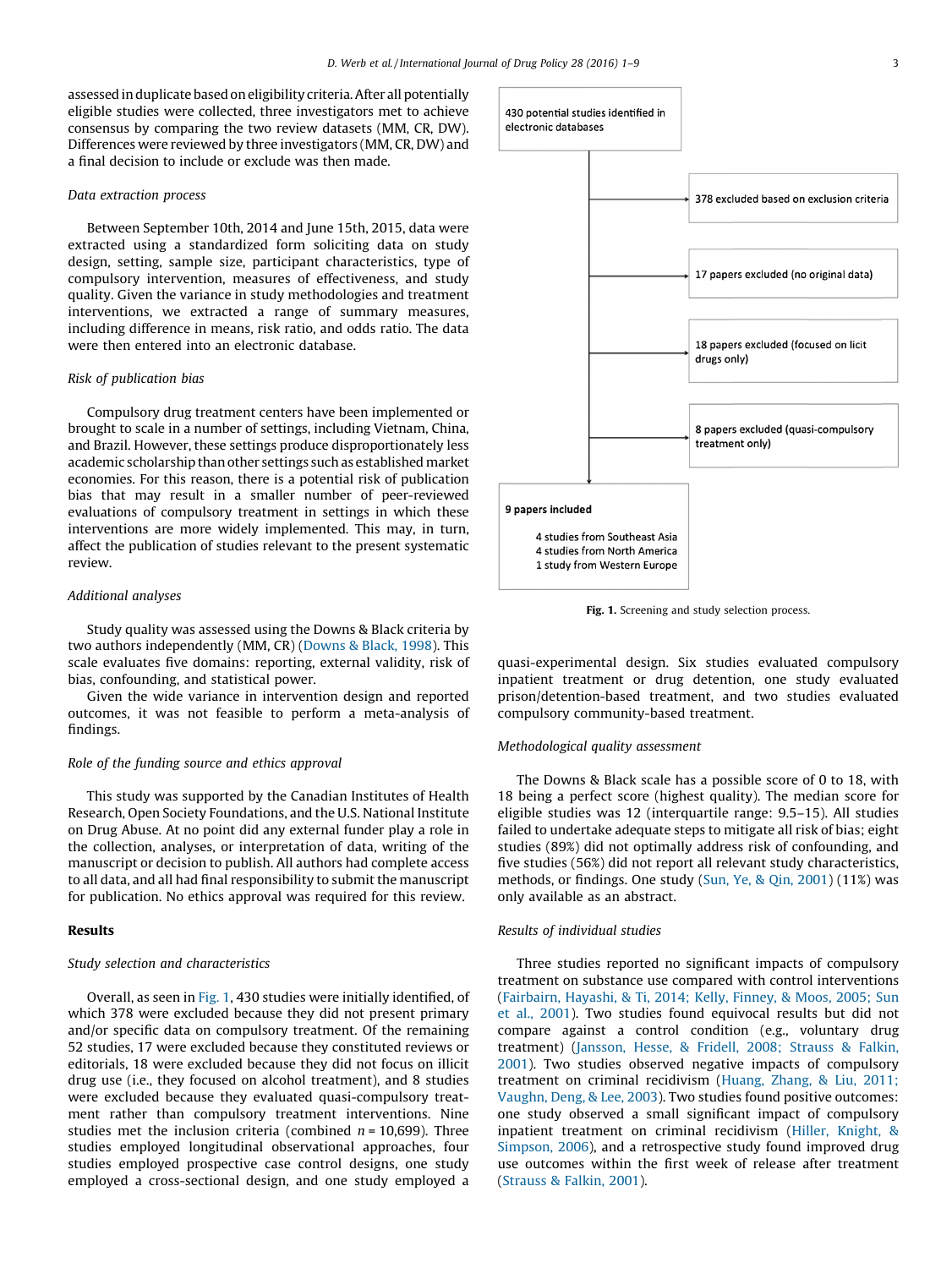assessed in duplicate based on eligibility criteria. After all potentially eligible studies were collected, three investigators met to achieve consensus by comparing the two review datasets (MM, CR, DW). Differences were reviewed by three investigators (MM, CR, DW) and a final decision to include or exclude was then made.

*Data extraction process*

Between September 10th, 2014 and June 15th, 2015, data were extracted using a standardized form soliciting data on study design, setting, sample size, participant characteristics, type of compulsory intervention, measures of effectiveness, and study quality. Given the variance in study methodologies and treatment interventions, we extracted a range of summary measures, including difference in means, risk ratio, and odds ratio. The data were then entered into an electronic database.

*Risk of publication bias*

Compulsory drug treatment centers have been implemented or brought to scale in a number of settings, including Vietnam, China, and Brazil. However, these settings produce disproportionately less academic scholarship than other settings such as established market economies. For this reason, there is a potential risk of publication bias that may result in a smaller number of peer-reviewed evaluations of compulsory treatment in settings in which these interventions are more widely implemented. This may, in turn, affect the publication of studies relevant to the present systematic review.

*Additional analyses*

Study quality was assessed using the Downs & Black criteria by two authors independently (MM, CR) (Downs & Black, 1998). This scale evaluates five domains: reporting, external validity, risk of bias, confounding, and statistical power.

Given the wide variance in intervention design and reported outcomes, it was not feasible to perform a meta-analysis of findings.

*Role of the funding source and ethics approval*

This study was supported by the Canadian Institutes of Health Research, Open Society Foundations, and the U.S. National Institute on Drug Abuse. At no point did any external funder play a role in the collection, analyses, or interpretation of data, writing of the manuscript or decision to publish. All authors had complete access to all data, and all had final responsibility to submit the manuscript for publication. No ethics approval was required for this review.

## Results

*Study selection and characteristics*

Overall, as seen in Fig. 1, 430 studies were initially identified, of which 378 were excluded because they did not present primary and/or specific data on compulsory treatment. Of the remaining 52 studies, 17 were excluded because they constituted reviews or editorials, 18 were excluded because they did not focus on illicit drug use (i.e., they focused on alcohol treatment), and 8 studies were excluded because they evaluated quasi-compulsory treatment rather than compulsory treatment interventions. Nine studies met the inclusion criteria (combined $n = 10{,}699$). Three studies employed longitudinal observational approaches, four studies employed prospective case control designs, one study employed a cross-sectional design, and one study employed a quasi-experimental design. Six studies evaluated compulsory inpatient treatment or drug detention, one study evaluated prison/detention-based treatment, and two studies evaluated compulsory community-based treatment.

430 potential studies identified in electronic databases

378 excluded based on exclusion criteria

17 papers excluded (no original data)

18 papers excluded (focused on licit drugs only)

8 papers excluded (quasi-compulsory treatment only)

**9 papers included**

4 studies from Southeast Asia
4 studies from North America
1 study from Western Europe

**Fig. 1.** Screening and study selection process.

*Methodological quality assessment*

The Downs & Black scale has a possible score of 0 to 18, with 18 being a perfect score (highest quality). The median score for eligible studies was 12 (interquartile range: 9.5–15). All studies failed to undertake adequate steps to mitigate all risk of bias; eight studies (89%) did not optimally address risk of confounding, and five studies (56%) did not report all relevant study characteristics, methods, or findings. One study (Sun, Ye, & Qin, 2001) (11%) was only available as an abstract.

*Results of individual studies*

Three studies reported no significant impacts of compulsory treatment on substance use compared with control interventions (Fairbairn, Hayashi, & Ti, 2014; Kelly, Finney, & Moos, 2005; Sun et al., 2001). Two studies found equivocal results but did not compare against a control condition (e.g., voluntary drug treatment) (Jansson, Hesse, & Fridell, 2008; Strauss & Falkin, 2001). Two studies observed negative impacts of compulsory treatment on criminal recidivism (Huang, Zhang, & Liu, 2011; Vaughn, Deng, & Lee, 2003). Two studies found positive outcomes: one study observed a small significant impact of compulsory inpatient treatment on criminal recidivism (Hiller, Knight, & Simpson, 2006), and a retrospective study found improved drug use outcomes within the first week of release after treatment (Strauss & Falkin, 2001).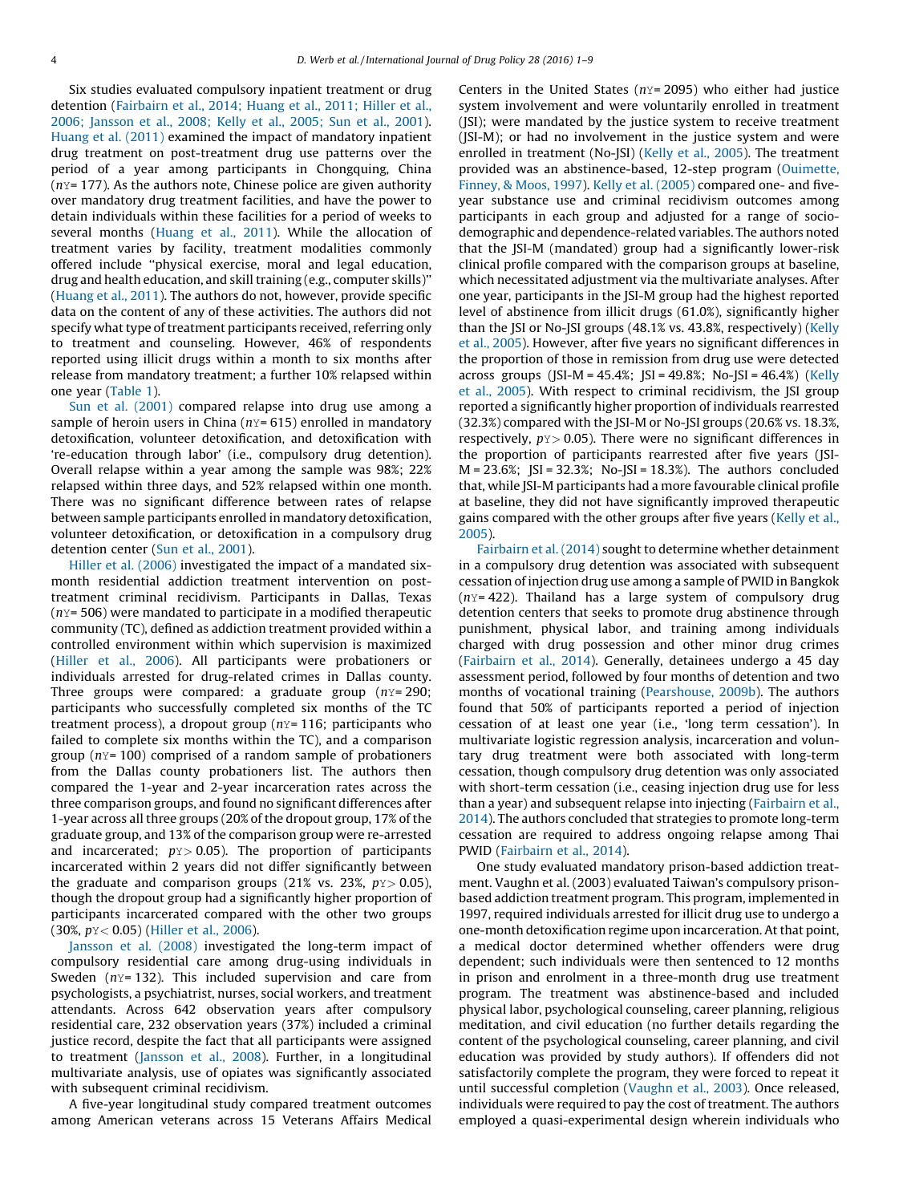Six studies evaluated compulsory inpatient treatment or drug detention (Fairbairn et al., 2014; Huang et al., 2011; Hiller et al., 2006; Jansson et al., 2008; Kelly et al., 2005; Sun et al., 2001). Huang et al. (2011) examined the impact of mandatory inpatient drug treatment on post-treatment drug use patterns over the period of a year among participants in Chongquing, China ($n$ = 177). As the authors note, Chinese police are given authority over mandatory drug treatment facilities, and have the power to detain individuals within these facilities for a period of weeks to several months (Huang et al., 2011). While the allocation of treatment varies by facility, treatment modalities commonly offered include "physical exercise, moral and legal education, drug and health education, and skill training (e.g., computer skills)" (Huang et al., 2011). The authors do not, however, provide specific data on the content of any of these activities. The authors did not specify what type of treatment participants received, referring only to treatment and counseling. However, 46% of respondents reported using illicit drugs within a month to six months after release from mandatory treatment; a further 10% relapsed within one year (Table 1).

Sun et al. (2001) compared relapse into drug use among a sample of heroin users in China ($n$ = 615) enrolled in mandatory detoxification, volunteer detoxification, and detoxification with 're-education through labor' (i.e., compulsory drug detention). Overall relapse within a year among the sample was 98%; 22% relapsed within three days, and 52% relapsed within one month. There was no significant difference between rates of relapse between sample participants enrolled in mandatory detoxification, volunteer detoxification, or detoxification in a compulsory drug detention center (Sun et al., 2001).

Hiller et al. (2006) investigated the impact of a mandated six-month residential addiction treatment intervention on post-treatment criminal recidivism. Participants in Dallas, Texas ($n$ = 506) were mandated to participate in a modified therapeutic community (TC), defined as addiction treatment provided within a controlled environment within which supervision is maximized (Hiller et al., 2006). All participants were probationers or individuals arrested for drug-related crimes in Dallas county. Three groups were compared: a graduate group ($n$ = 290; participants who successfully completed six months of the TC treatment process), a dropout group ($n$ = 116; participants who failed to complete six months within the TC), and a comparison group ($n$ = 100) comprised of a random sample of probationers from the Dallas county probationers list. The authors then compared the 1-year and 2-year incarceration rates across the three comparison groups, and found no significant differences after 1-year across all three groups (20% of the dropout group, 17% of the graduate group, and 13% of the comparison group were re-arrested and incarcerated; $p > 0.05$). The proportion of participants incarcerated within 2 years did not differ significantly between the graduate and comparison groups (21% vs. 23%, $p > 0.05$), though the dropout group had a significantly higher proportion of participants incarcerated compared with the other two groups (30%, $p < 0.05$) (Hiller et al., 2006).

Jansson et al. (2008) investigated the long-term impact of compulsory residential care among drug-using individuals in Sweden ($n$ = 132). This included supervision and care from psychologists, a psychiatrist, nurses, social workers, and treatment attendants. Across 642 observation years after compulsory residential care, 232 observation years (37%) included a criminal justice record, despite the fact that all participants were assigned to treatment (Jansson et al., 2008). Further, in a longitudinal multivariate analysis, use of opiates was significantly associated with subsequent criminal recidivism.

A five-year longitudinal study compared treatment outcomes among American veterans across 15 Veterans Affairs Medical Centers in the United States ($n$ = 2095) who either had justice system involvement and were voluntarily enrolled in treatment (JSI); were mandated by the justice system to receive treatment (JSI-M); or had no involvement in the justice system and were enrolled in treatment (No-JSI) (Kelly et al., 2005). The treatment provided was an abstinence-based, 12-step program (Ouimette, Finney, & Moos, 1997). Kelly et al. (2005) compared one- and five-year substance use and criminal recidivism outcomes among participants in each group and adjusted for a range of socio-demographic and dependence-related variables. The authors noted that the JSI-M (mandated) group had a significantly lower-risk clinical profile compared with the comparison groups at baseline, which necessitated adjustment via the multivariate analyses. After one year, participants in the JSI-M group had the highest reported level of abstinence from illicit drugs (61.0%), significantly higher than the JSI or No-JSI groups (48.1% vs. 43.8%, respectively) (Kelly et al., 2005). However, after five years no significant differences in the proportion of those in remission from drug use were detected across groups (JSI-M = 45.4%; JSI = 49.8%; No-JSI = 46.4%) (Kelly et al., 2005). With respect to criminal recidivism, the JSI group reported a significantly higher proportion of individuals rearrested (32.3%) compared with the JSI-M or No-JSI groups (20.6% vs. 18.3%, respectively, $p > 0.05$). There were no significant differences in the proportion of participants rearrested after five years (JSI-M = 23.6%; JSI = 32.3%; No-JSI = 18.3%). The authors concluded that, while JSI-M participants had a more favourable clinical profile at baseline, they did not have significantly improved therapeutic gains compared with the other groups after five years (Kelly et al., 2005).

Fairbairn et al. (2014) sought to determine whether detainment in a compulsory drug detention was associated with subsequent cessation of injection drug use among a sample of PWID in Bangkok ($n$ = 422). Thailand has a large system of compulsory drug detention centers that seeks to promote drug abstinence through punishment, physical labor, and training among individuals charged with drug possession and other minor drug crimes (Fairbairn et al., 2014). Generally, detainees undergo a 45 day assessment period, followed by four months of detention and two months of vocational training (Pearshouse, 2009b). The authors found that 50% of participants reported a period of injection cessation of at least one year (i.e., 'long term cessation'). In multivariate logistic regression analysis, incarceration and voluntary drug treatment were both associated with long-term cessation, though compulsory drug detention was only associated with short-term cessation (i.e., ceasing injection drug use for less than a year) and subsequent relapse into injecting (Fairbairn et al., 2014). The authors concluded that strategies to promote long-term cessation are required to address ongoing relapse among Thai PWID (Fairbairn et al., 2014).

One study evaluated mandatory prison-based addiction treatment. Vaughn et al. (2003) evaluated Taiwan's compulsory prison-based addiction treatment program. This program, implemented in 1997, required individuals arrested for illicit drug use to undergo a one-month detoxification regime upon incarceration. At that point, a medical doctor determined whether offenders were drug dependent; such individuals were then sentenced to 12 months in prison and enrolment in a three-month drug use treatment program. The treatment was abstinence-based and included physical labor, psychological counseling, career planning, religious meditation, and civil education (no further details regarding the content of the psychological counseling, career planning, and civil education was provided by study authors). If offenders did not satisfactorily complete the program, they were forced to repeat it until successful completion (Vaughn et al., 2003). Once released, individuals were required to pay the cost of treatment. The authors employed a quasi-experimental design wherein individuals who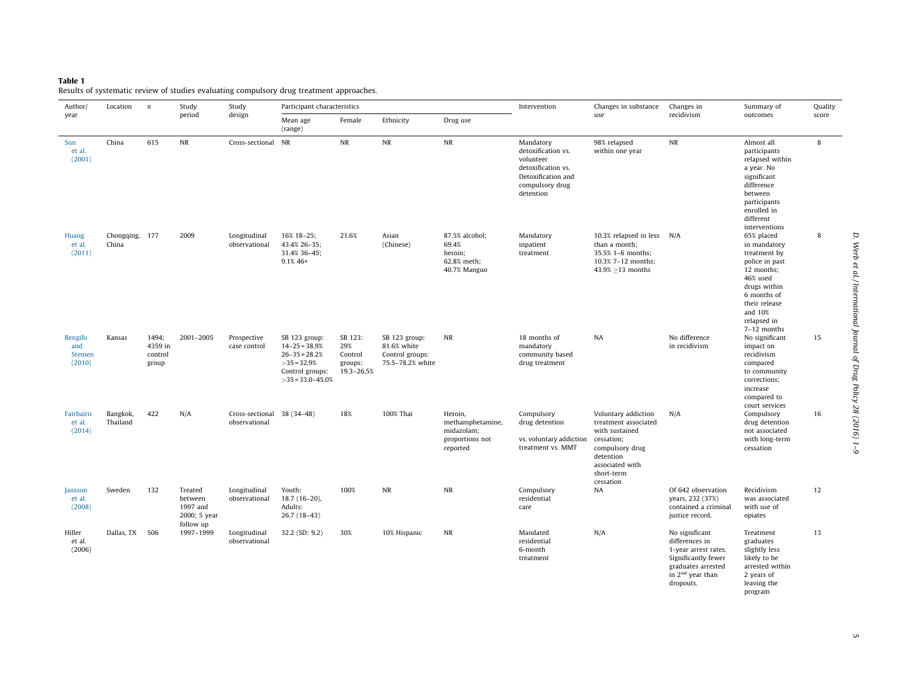**Table 1**
Results of systematic review of studies evaluating compulsory drug treatment approaches.

| Author/year | Location | n | Study period | Study design | Participant characteristics | | | | Intervention | Changes in substance use | Changes in recidivism | Summary of outcomes | Quality score |
|---|---|---|---|---|---|---|---|---|---|---|---|---|---|
| | | | | | Mean age (range) | Female | Ethnicity | Drug use | | | | | |
| Sun et al. (2001) | China | 615 | NR | Cross-sectional | NR | NR | NR | NR | Mandatory detoxification vs. volunteer detoxification vs. Detoxification and compulsory drug detention | 98% relapsed within one year | NR | Almost all participants relapsed within a year. No significant difference between participants enrolled in different interventions | 8 |
| Huang et al. (2011) | Chongqing, China | 177 | 2009 | Longitudinal observational | 16% 18–25; 43.4% 26–35; 31.4% 36–45; 9.1% 46+ | 21.6% | Asian (Chinese) | 87.5% alcohol; 69.4% heroin; 62.8% meth; 40.7% Manguo | Mandatory inpatient treatment | 10.3% relapsed in less than a month; 35.5% 1–6 months; 10.3% 7–12 months; 43.9% $\geq$13 months | N/A | 65% placed in mandatory treatment by police in past 12 months; 46% used drugs within 6 months of their release and 10% relapsed in 7–12 months | 8 |
| Rengifo and Stemen (2010) | Kansas | 1494; 4359 in control group | 2001–2005 | Prospective case control | SB 123 group: 14–25 = 38.9% 26–35 = 28.2% >35 = 32.9% Control groups: >35 = 33.0–45.0% | SB 123: 29% Control groups: 19.3–26.5% | SB 123 group: 81.6% white Control groups: 75.5–78.2% white | NR | 18 months of mandatory community based drug treatment | NA | No difference in recidivism | No significant impact on recidivism compared to community corrections; increase compared to court services | 15 |
| Fairbairn et al. (2014) | Bangkok, Thailand | 422 | N/A | Cross-sectional observational | 38 (34–48) | 18% | 100% Thai | Heroin, methamphetamine, midazolam; proportions not reported | Compulsory drug detention vs. voluntary addiction treatment vs. MMT | Voluntary addiction treatment associated with sustained cessation; compulsory drug detention associated with short-term cessation | N/A | Compulsory drug detention not associated with long-term cessation | 16 |
| Jansson et al. (2008) | Sweden | 132 | Treated between 1997 and 2000; 5 year follow up | Longitudinal observational | Youth: 18.7 (16–20), Adults: 26.7 (18–43) | 100% | NR | NR | Compulsory residential care | NA | Of 642 observation years, 232 (37%) contained a criminal justice record. | Recidivism was associated with use of opiates | 12 |
| Hiller et al. (2006) | Dallas, TX | 506 | 1997–1999 | Longitudinal observational | 32.2 (SD: 9.2) | 30% | 10% Hispanic | NR | Mandated residential 6-month treatment | N/A | No significant differences in 1-year arrest rates. Significantly fewer graduates arrested in 2nd year than dropouts. | Treatment graduates slightly less likely to be arrested within 2 years of leaving the program | 13 |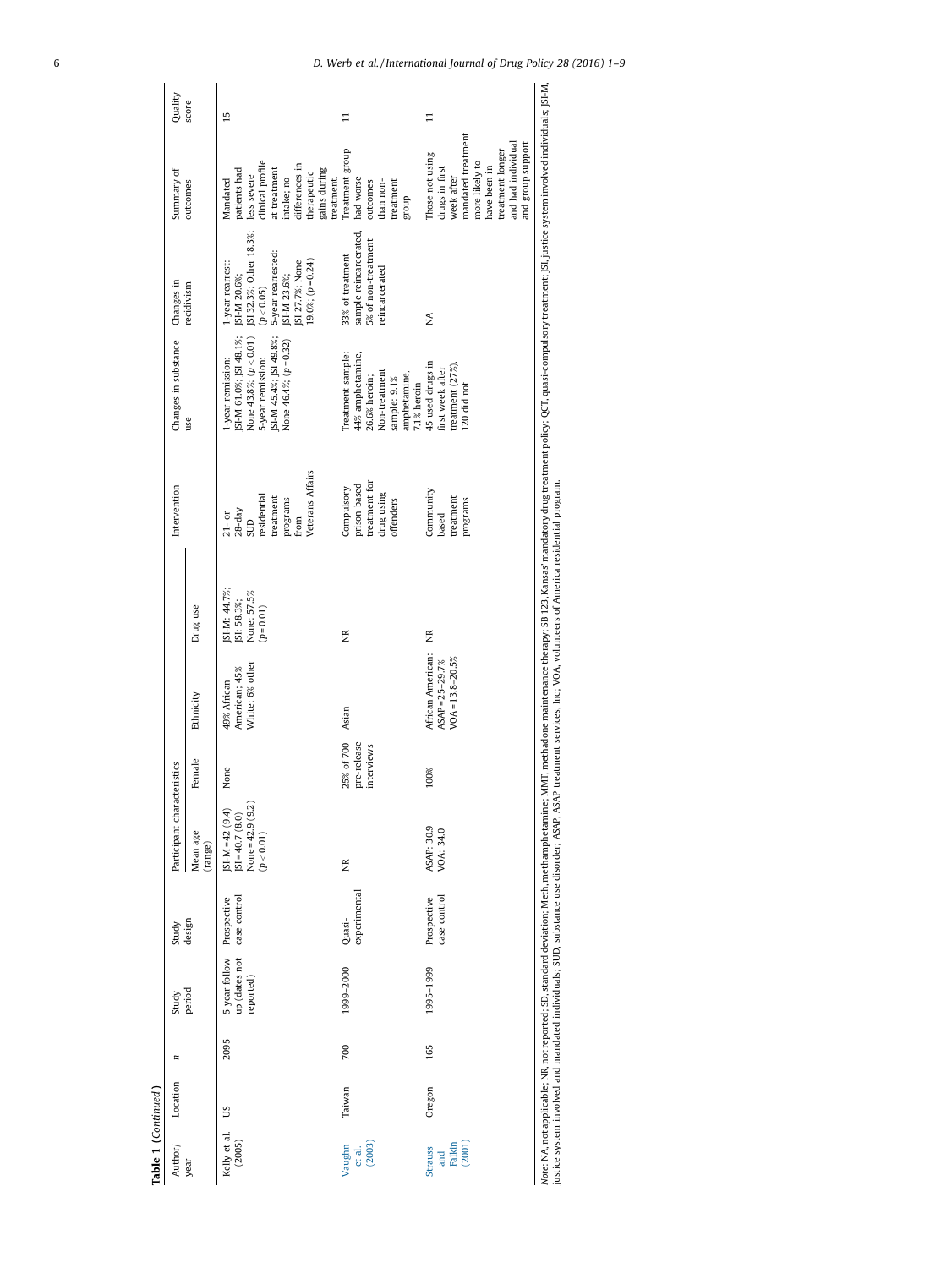**Table 1** (*Continued*)

| Author/ year | Location | n | Study period | Study design | Participant characteristics | | | | Intervention | Changes in substance use | Changes in recidivism | Summary of outcomes | Quality score |
|---|---|---|---|---|---|---|---|---|---|---|---|---|---|
| | | | | | Mean age (range) | Female | Ethnicity | Drug use | | | | | |
| Kelly et al. (2005) | US | 2095 | 5 year follow up (dates not reported) | Prospective case control | JSI-M = 42 (9.4) JSI = 40.7 (8.0) None = 42.9 (9.2) ($p < 0.01$) | None | 49% African American; 45% White; 6% other | JSI-M: 44.7%; JSI: 58.3%; None: 57.5% ($p = 0.01$) | 21- or 28-day SUD residential treatment programs from Veterans Affairs | 1-year remission: JSI-M 61.0%; JSI 48.1%; None 43.8%; ($p < 0.01$) 5-year remission: JSI-M 45.4%; JSI 49.8%; None 46.4%; ($p = 0.32$) | 1-year rearrest: JSI-M 20.6%; JSI 32.3%; Other 18.3%; ($p < 0.05$) 5-year rearrested: JSI-M 23.6%; JSI 27.7%; None 19.0%; ($p = 0.24$) | Mandated patients had less severe clinical profile at treatment intake; no differences in therapeutic gains during treatment. | 15 |
| Vaughn et al. (2003) | Taiwan | 700 | 1999–2000 | Quasi-experimental | NR | 25% of 700 pre-release interviews | Asian | NR | Compulsory prison based treatment for drug using offenders | Treatment sample: 44% amphetamine, 26.6% heroin; Non-treatment sample: 9.1% amphetamine, 7.1% heroin | 33% of treatment sample reincarcerated, 5% of non-treatment reincarcerated | Treatment group had worse outcomes than non-treatment group | 11 |
| Strauss and Falkin (2001) | Oregon | 165 | 1995–1999 | Prospective case control | ASAP: 30.9 VOA: 34.0 | 100% | African American: ASAP = 25–29.7% VOA = 13.8–20.5% | NR | Community based treatment programs | 45 used drugs in first week after treatment (27%), 120 did not | NA | Those not using drugs in first week after mandated treatment more likely to have been in treatment longer and had individual and group support | 11 |

*Note*: NA, not applicable; NR, not reported; SD, standard deviation; Meth, methamphetamine; MMT, methadone maintenance therapy; SB 123, Kansas' mandatory drug treatment policy; QCT, quasi-compulsory treatment; JSI, justice system involved individuals; JSI-M, justice system involved and mandated individuals; SUD, substance use disorder; ASAP, ASAP treatment services, Inc; VOA, volunteers of America residential program.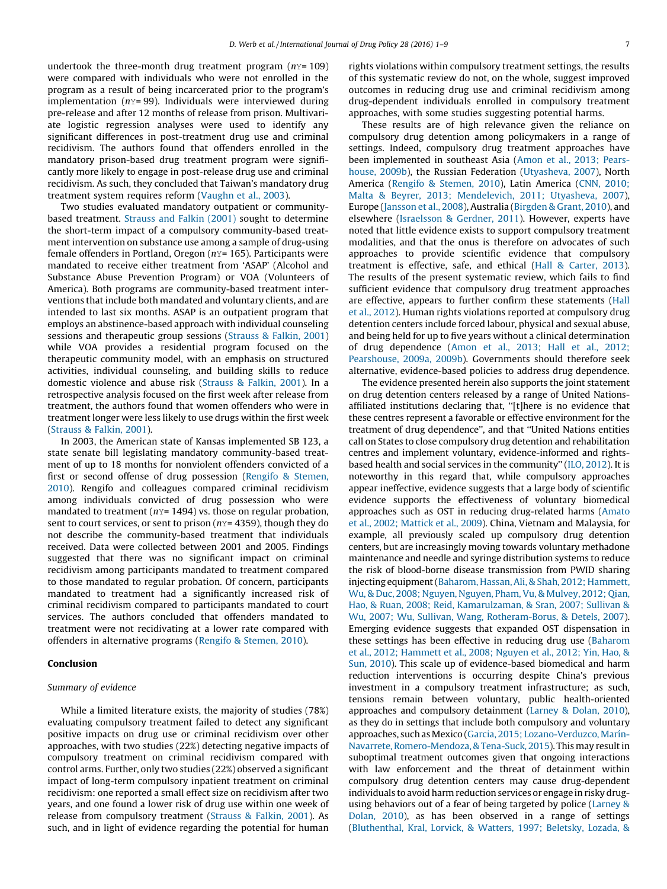undertook the three-month drug treatment program ($n$ = 109) were compared with individuals who were not enrolled in the program as a result of being incarcerated prior to the program's implementation ($n$ = 99). Individuals were interviewed during pre-release and after 12 months of release from prison. Multivariate logistic regression analyses were used to identify any significant differences in post-treatment drug use and criminal recidivism. The authors found that offenders enrolled in the mandatory prison-based drug treatment program were significantly more likely to engage in post-release drug use and criminal recidivism. As such, they concluded that Taiwan's mandatory drug treatment system requires reform (Vaughn et al., 2003).

Two studies evaluated mandatory outpatient or community-based treatment. Strauss and Falkin (2001) sought to determine the short-term impact of a compulsory community-based treatment intervention on substance use among a sample of drug-using female offenders in Portland, Oregon ($n$ = 165). Participants were mandated to receive either treatment from 'ASAP' (Alcohol and Substance Abuse Prevention Program) or VOA (Volunteers of America). Both programs are community-based treatment interventions that include both mandated and voluntary clients, and are intended to last six months. ASAP is an outpatient program that employs an abstinence-based approach with individual counseling sessions and therapeutic group sessions (Strauss & Falkin, 2001) while VOA provides a residential program focused on the therapeutic community model, with an emphasis on structured activities, individual counseling, and building skills to reduce domestic violence and abuse risk (Strauss & Falkin, 2001). In a retrospective analysis focused on the first week after release from treatment, the authors found that women offenders who were in treatment longer were less likely to use drugs within the first week (Strauss & Falkin, 2001).

In 2003, the American state of Kansas implemented SB 123, a state senate bill legislating mandatory community-based treatment of up to 18 months for nonviolent offenders convicted of a first or second offense of drug possession (Rengifo & Stemen, 2010). Rengifo and colleagues compared criminal recidivism among individuals convicted of drug possession who were mandated to treatment ($n$ = 1494) vs. those on regular probation, sent to court services, or sent to prison ($n$ = 4359), though they do not describe the community-based treatment that individuals received. Data were collected between 2001 and 2005. Findings suggested that there was no significant impact on criminal recidivism among participants mandated to treatment compared to those mandated to regular probation. Of concern, participants mandated to treatment had a significantly increased risk of criminal recidivism compared to participants mandated to court services. The authors concluded that offenders mandated to treatment were not recidivating at a lower rate compared with offenders in alternative programs (Rengifo & Stemen, 2010).

## Conclusion

### *Summary of evidence*

While a limited literature exists, the majority of studies (78%) evaluating compulsory treatment failed to detect any significant positive impacts on drug use or criminal recidivism over other approaches, with two studies (22%) detecting negative impacts of compulsory treatment on criminal recidivism compared with control arms. Further, only two studies (22%) observed a significant impact of long-term compulsory inpatient treatment on criminal recidivism: one reported a small effect size on recidivism after two years, and one found a lower risk of drug use within one week of release from compulsory treatment (Strauss & Falkin, 2001). As such, and in light of evidence regarding the potential for human rights violations within compulsory treatment settings, the results of this systematic review do not, on the whole, suggest improved outcomes in reducing drug use and criminal recidivism among drug-dependent individuals enrolled in compulsory treatment approaches, with some studies suggesting potential harms.

These results are of high relevance given the reliance on compulsory drug detention among policymakers in a range of settings. Indeed, compulsory drug treatment approaches have been implemented in southeast Asia (Amon et al., 2013; Pearshouse, 2009b), the Russian Federation (Utyasheva, 2007), North America (Rengifo & Stemen, 2010), Latin America (CNN, 2010; Malta & Beyrer, 2013; Mendelevich, 2011; Utyasheva, 2007), Europe (Jansson et al., 2008), Australia (Birgden & Grant, 2010), and elsewhere (Israelsson & Gerdner, 2011). However, experts have noted that little evidence exists to support compulsory treatment modalities, and that the onus is therefore on advocates of such approaches to provide scientific evidence that compulsory treatment is effective, safe, and ethical (Hall & Carter, 2013). The results of the present systematic review, which fails to find sufficient evidence that compulsory drug treatment approaches are effective, appears to further confirm these statements (Hall et al., 2012). Human rights violations reported at compulsory drug detention centers include forced labour, physical and sexual abuse, and being held for up to five years without a clinical determination of drug dependence (Amon et al., 2013; Hall et al., 2012; Pearshouse, 2009a, 2009b). Governments should therefore seek alternative, evidence-based policies to address drug dependence.

The evidence presented herein also supports the joint statement on drug detention centers released by a range of United Nations-affiliated institutions declaring that, "[t]here is no evidence that these centres represent a favorable or effective environment for the treatment of drug dependence", and that "United Nations entities call on States to close compulsory drug detention and rehabilitation centres and implement voluntary, evidence-informed and rights-based health and social services in the community" (ILO, 2012). It is noteworthy in this regard that, while compulsory approaches appear ineffective, evidence suggests that a large body of scientific evidence supports the effectiveness of voluntary biomedical approaches such as OST in reducing drug-related harms (Amato et al., 2002; Mattick et al., 2009). China, Vietnam and Malaysia, for example, all previously scaled up compulsory drug detention centers, but are increasingly moving towards voluntary methadone maintenance and needle and syringe distribution systems to reduce the risk of blood-borne disease transmission from PWID sharing injecting equipment (Baharom, Hassan, Ali, & Shah, 2012; Hammett, Wu, & Duc, 2008; Nguyen, Nguyen, Pham, Vu, & Mulvey, 2012; Qian, Hao, & Ruan, 2008; Reid, Kamarulzaman, & Sran, 2007; Sullivan & Wu, 2007; Wu, Sullivan, Wang, Rotheram-Borus, & Detels, 2007). Emerging evidence suggests that expanded OST dispensation in these settings has been effective in reducing drug use (Baharom et al., 2012; Hammett et al., 2008; Nguyen et al., 2012; Yin, Hao, & Sun, 2010). This scale up of evidence-based biomedical and harm reduction interventions is occurring despite China's previous investment in a compulsory treatment infrastructure; as such, tensions remain between voluntary, public health-oriented approaches and compulsory detainment (Larney & Dolan, 2010), as they do in settings that include both compulsory and voluntary approaches, such as Mexico (Garcia, 2015; Lozano-Verduzco, Marín-Navarrete, Romero-Mendoza, & Tena-Suck, 2015). This may result in suboptimal treatment outcomes given that ongoing interactions with law enforcement and the threat of detainment within compulsory drug detention centers may cause drug-dependent individuals to avoid harm reduction services or engage in risky drug-using behaviors out of a fear of being targeted by police (Larney & Dolan, 2010), as has been observed in a range of settings (Bluthenthal, Kral, Lorvick, & Watters, 1997; Beletsky, Lozada, &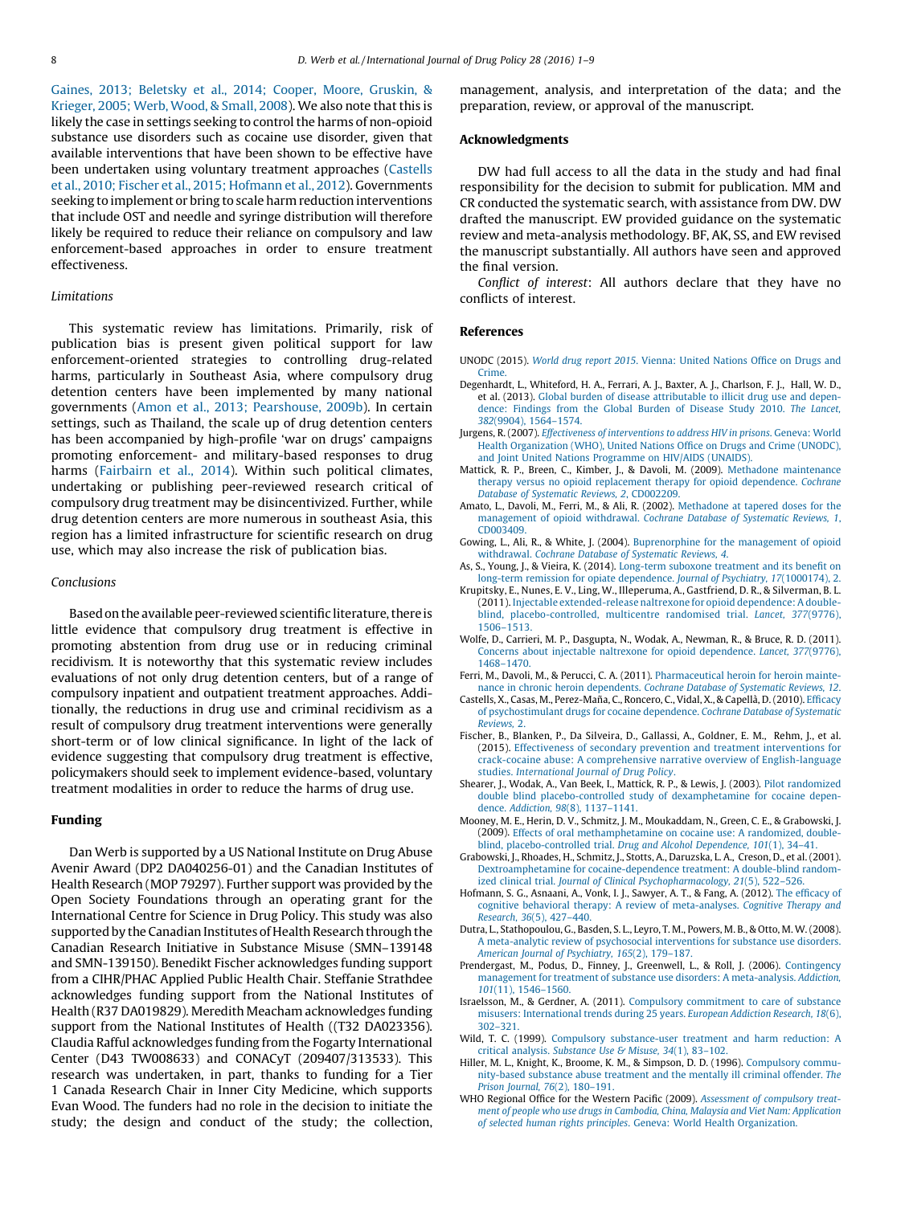Gaines, 2013; Beletsky et al., 2014; Cooper, Moore, Gruskin, & Krieger, 2005; Werb, Wood, & Small, 2008). We also note that this is likely the case in settings seeking to control the harms of non-opioid substance use disorders such as cocaine use disorder, given that available interventions that have been shown to be effective have been undertaken using voluntary treatment approaches (Castells et al., 2010; Fischer et al., 2015; Hofmann et al., 2012). Governments seeking to implement or bring to scale harm reduction interventions that include OST and needle and syringe distribution will therefore likely be required to reduce their reliance on compulsory and law enforcement-based approaches in order to ensure treatment effectiveness.

### *Limitations*

This systematic review has limitations. Primarily, risk of publication bias is present given political support for law enforcement-oriented strategies to controlling drug-related harms, particularly in Southeast Asia, where compulsory drug detention centers have been implemented by many national governments (Amon et al., 2013; Pearshouse, 2009b). In certain settings, such as Thailand, the scale up of drug detention centers has been accompanied by high-profile 'war on drugs' campaigns promoting enforcement- and military-based responses to drug harms (Fairbairn et al., 2014). Within such political climates, undertaking or publishing peer-reviewed research critical of compulsory drug treatment may be disincentivized. Further, while drug detention centers are more numerous in southeast Asia, this region has a limited infrastructure for scientific research on drug use, which may also increase the risk of publication bias.

### *Conclusions*

Based on the available peer-reviewed scientific literature, there is little evidence that compulsory drug treatment is effective in promoting abstention from drug use or in reducing criminal recidivism. It is noteworthy that this systematic review includes evaluations of not only drug detention centers, but of a range of compulsory inpatient and outpatient treatment approaches. Additionally, the reductions in drug use and criminal recidivism as a result of compulsory drug treatment interventions were generally short-term or of low clinical significance. In light of the lack of evidence suggesting that compulsory drug treatment is effective, policymakers should seek to implement evidence-based, voluntary treatment modalities in order to reduce the harms of drug use.

## Funding

Dan Werb is supported by a US National Institute on Drug Abuse Avenir Award (DP2 DA040256-01) and the Canadian Institutes of Health Research (MOP 79297). Further support was provided by the Open Society Foundations through an operating grant for the International Centre for Science in Drug Policy. This study was also supported by the Canadian Institutes of Health Research through the Canadian Research Initiative in Substance Misuse (SMN–139148 and SMN-139150). Benedikt Fischer acknowledges funding support from a CIHR/PHAC Applied Public Health Chair. Steffanie Strathdee acknowledges funding support from the National Institutes of Health (R37 DA019829). Meredith Meacham acknowledges funding support from the National Institutes of Health ((T32 DA023356). Claudia Rafful acknowledges funding from the Fogarty International Center (D43 TW008633) and CONACyT (209407/313533). This research was undertaken, in part, thanks to funding for a Tier 1 Canada Research Chair in Inner City Medicine, which supports Evan Wood. The funders had no role in the decision to initiate the study; the design and conduct of the study; the collection, management, analysis, and interpretation of the data; and the preparation, review, or approval of the manuscript.

## Acknowledgments

DW had full access to all the data in the study and had final responsibility for the decision to submit for publication. MM and CR conducted the systematic search, with assistance from DW. DW drafted the manuscript. EW provided guidance on the systematic review and meta-analysis methodology. BF, AK, SS, and EW revised the manuscript substantially. All authors have seen and approved the final version.

*Conflict of interest*: All authors declare that they have no conflicts of interest.

## References

UNODC (2015). *World drug report 2015*. Vienna: United Nations Office on Drugs and Crime.

Degenhardt, L., Whiteford, H. A., Ferrari, A. J., Baxter, A. J., Charlson, F. J., Hall, W. D., et al. (2013). Global burden of disease attributable to illicit drug use and dependence: Findings from the Global Burden of Disease Study 2010. *The Lancet, 382*(9904), 1564–1574.

Jurgens, R. (2007). *Effectiveness of interventions to address HIV in prisons*. Geneva: World Health Organization (WHO), United Nations Office on Drugs and Crime (UNODC), and Joint United Nations Programme on HIV/AIDS (UNAIDS).

Mattick, R. P., Breen, C., Kimber, J., & Davoli, M. (2009). Methadone maintenance therapy versus no opioid replacement therapy for opioid dependence. *Cochrane Database of Systematic Reviews, 2*, CD002209.

Amato, L., Davoli, M., Ferri, M., & Ali, R. (2002). Methadone at tapered doses for the management of opioid withdrawal. *Cochrane Database of Systematic Reviews, 1*, CD003409.

Gowing, L., Ali, R., & White, J. (2004). Buprenorphine for the management of opioid withdrawal. *Cochrane Database of Systematic Reviews, 4*.

As, S., Young, J., & Vieira, K. (2014). Long-term suboxone treatment and its benefit on long-term remission for opiate dependence. *Journal of Psychiatry, 17*(1000174), 2.

Krupitsky, E., Nunes, E. V., Ling, W., Illeperuma, A., Gastfriend, D. R., & Silverman, B. L. (2011). Injectable extended-release naltrexone for opioid dependence: A double-blind, placebo-controlled, multicentre randomised trial. *Lancet, 377*(9776), 1506–1513.

Wolfe, D., Carrieri, M. P., Dasgupta, N., Wodak, A., Newman, R., & Bruce, R. D. (2011). Concerns about injectable naltrexone for opioid dependence. *Lancet, 377*(9776), 1468–1470.

Ferri, M., Davoli, M., & Perucci, C. A. (2011). Pharmaceutical heroin for heroin maintenance in chronic heroin dependents. *Cochrane Database of Systematic Reviews, 12*.

Castells, X., Casas, M., Perez-Maña, C., Roncero, C., Vidal, X., & Capellà, D. (2010). Efficacy of psychostimulant drugs for cocaine dependence. *Cochrane Database of Systematic Reviews, 2*.

Fischer, B., Blanken, P., Da Silveira, D., Gallassi, A., Goldner, E. M., Rehm, J., et al. (2015). Effectiveness of secondary prevention and treatment interventions for crack-cocaine abuse: A comprehensive narrative overview of English-language studies. *International Journal of Drug Policy*.

Shearer, J., Wodak, A., Van Beek, I., Mattick, R. P., & Lewis, J. (2003). Pilot randomized double blind placebo-controlled study of dexamphetamine for cocaine dependence. *Addiction, 98*(8), 1137–1141.

Mooney, M. E., Herin, D. V., Schmitz, J. M., Moukaddam, N., Green, C. E., & Grabowski, J. (2009). Effects of oral methamphetamine on cocaine use: A randomized, double-blind, placebo-controlled trial. *Drug and Alcohol Dependence, 101*(1), 34–41.

Grabowski, J., Rhoades, H., Schmitz, J., Stotts, A., Daruzska, L. A., Creson, D., et al. (2001). Dextroamphetamine for cocaine-dependence treatment: A double-blind randomized clinical trial. *Journal of Clinical Psychopharmacology, 21*(5), 522–526.

Hofmann, S. G., Asnaani, A., Vonk, I. J., Sawyer, A. T., & Fang, A. (2012). The efficacy of cognitive behavioral therapy: A review of meta-analyses. *Cognitive Therapy and Research, 36*(5), 427–440.

Dutra, L., Stathopoulou, G., Basden, S. L., Leyro, T. M., Powers, M. B., & Otto, M. W. (2008). A meta-analytic review of psychosocial interventions for substance use disorders. *American Journal of Psychiatry, 165*(2), 179–187.

Prendergast, M., Podus, D., Finney, J., Greenwell, L., & Roll, J. (2006). Contingency management for treatment of substance use disorders: A meta-analysis. *Addiction, 101*(11), 1546–1560.

Israelsson, M., & Gerdner, A. (2011). Compulsory commitment to care of substance misusers: International trends during 25 years. *European Addiction Research, 18*(6), 302–321.

Wild, T. C. (1999). Compulsory substance-user treatment and harm reduction: A critical analysis. *Substance Use & Misuse, 34*(1), 83–102.

Hiller, M. L., Knight, K., Broome, K. M., & Simpson, D. D. (1996). Compulsory community-based substance abuse treatment and the mentally ill criminal offender. *The Prison Journal, 76*(2), 180–191.

WHO Regional Office for the Western Pacific (2009). *Assessment of compulsory treatment of people who use drugs in Cambodia, China, Malaysia and Viet Nam: Application of selected human rights principles*. Geneva: World Health Organization.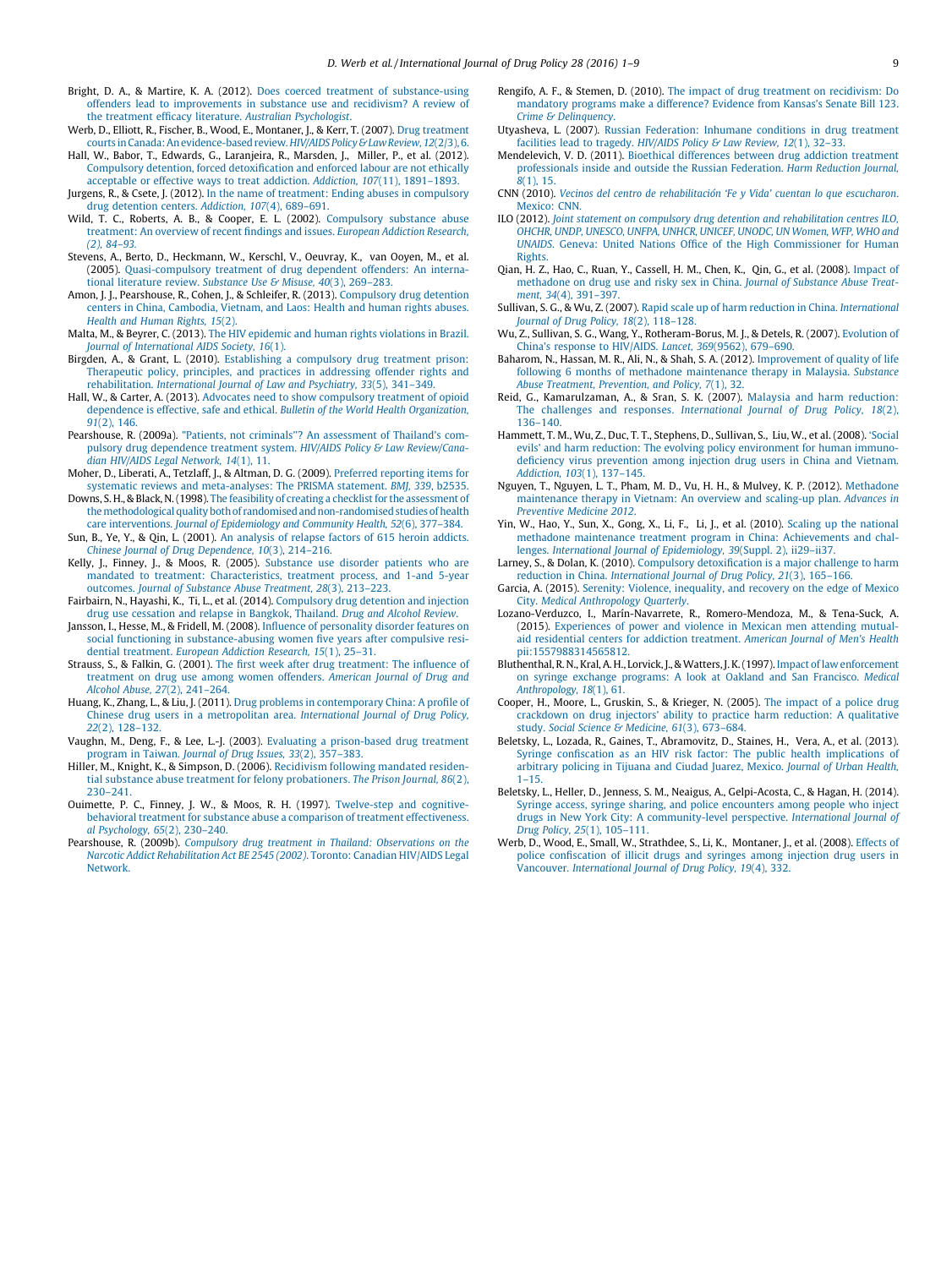Bright, D. A., & Martire, K. A. (2012). Does coerced treatment of substance-using offenders lead to improvements in substance use and recidivism? A review of the treatment efficacy literature. *Australian Psychologist*.

Werb, D., Elliott, R., Fischer, B., Wood, E., Montaner, J., & Kerr, T. (2007). Drug treatment courts in Canada: An evidence-based review. *HIV/AIDS Policy & Law Review*, *12*(2/3), 6.

Hall, W., Babor, T., Edwards, G., Laranjeira, R., Marsden, J., Miller, P., et al. (2012). Compulsory detention, forced detoxification and enforced labour are not ethically acceptable or effective ways to treat addiction. *Addiction*, *107*(11), 1891–1893.

Jurgens, R., & Csete, J. (2012). In the name of treatment: Ending abuses in compulsory drug detention centers. *Addiction*, *107*(4), 689–691.

Wild, T. C., Roberts, A. B., & Cooper, E. L. (2002). Compulsory substance abuse treatment: An overview of recent findings and issues. *European Addiction Research*, *(2)*, 84–93.

Stevens, A., Berto, D., Heckmann, W., Kerschl, V., Oeuvray, K., van Ooyen, M., et al. (2005). Quasi-compulsory treatment of drug dependent offenders: An international literature review. *Substance Use & Misuse*, *40*(3), 269–283.

Amon, J. J., Pearshouse, R., Cohen, J., & Schleifer, R. (2013). Compulsory drug detention centers in China, Cambodia, Vietnam, and Laos: Health and human rights abuses. *Health and Human Rights*, *15*(2).

Malta, M., & Beyrer, C. (2013). The HIV epidemic and human rights violations in Brazil. *Journal of International AIDS Society*, *16*(1).

Birgden, A., & Grant, L. (2010). Establishing a compulsory drug treatment prison: Therapeutic policy, principles, and practices in addressing offender rights and rehabilitation. *International Journal of Law and Psychiatry*, *33*(5), 341–349.

Hall, W., & Carter, A. (2013). Advocates need to show compulsory treatment of opioid dependence is effective, safe and ethical. *Bulletin of the World Health Organization*, *91*(2), 146.

Pearshouse, R. (2009a). "Patients, not criminals"? An assessment of Thailand's compulsory drug dependence treatment system. *HIV/AIDS Policy & Law Review/Canadian HIV/AIDS Legal Network*, *14*(1), 11.

Moher, D., Liberati, A., Tetzlaff, J., & Altman, D. G. (2009). Preferred reporting items for systematic reviews and meta-analyses: The PRISMA statement. *BMJ*, *339*, b2535.

Downs, S. H., & Black, N. (1998). The feasibility of creating a checklist for the assessment of the methodological quality both of randomised and non-randomised studies of health care interventions. *Journal of Epidemiology and Community Health*, *52*(6), 377–384.

Sun, B., Ye, Y., & Qin, L. (2001). An analysis of relapse factors of 615 heroin addicts. *Chinese Journal of Drug Dependence*, *10*(3), 214–216.

Kelly, J., Finney, J., & Moos, R. (2005). Substance use disorder patients who are mandated to treatment: Characteristics, treatment process, and 1-and 5-year outcomes. *Journal of Substance Abuse Treatment*, *28*(3), 213–223.

Fairbairn, N., Hayashi, K., Ti, L., et al. (2014). Compulsory drug detention and injection drug use cessation and relapse in Bangkok, Thailand. *Drug and Alcohol Review*.

Jansson, I., Hesse, M., & Fridell, M. (2008). Influence of personality disorder features on social functioning in substance-abusing women five years after compulsive residential treatment. *European Addiction Research*, *15*(1), 25–31.

Strauss, S., & Falkin, G. (2001). The first week after drug treatment: The influence of treatment on drug use among women offenders. *American Journal of Drug and Alcohol Abuse*, *27*(2), 241–264.

Huang, K., Zhang, L., & Liu, J. (2011). Drug problems in contemporary China: A profile of Chinese drug users in a metropolitan area. *International Journal of Drug Policy*, *22*(2), 128–132.

Vaughn, M., Deng, F., & Lee, L.-J. (2003). Evaluating a prison-based drug treatment program in Taiwan. *Journal of Drug Issues*, *33*(2), 357–383.

Hiller, M., Knight, K., & Simpson, D. (2006). Recidivism following mandated residential substance abuse treatment for felony probationers. *The Prison Journal*, *86*(2), 230–241.

Ouimette, P. C., Finney, J. W., & Moos, R. H. (1997). Twelve-step and cognitive-behavioral treatment for substance abuse a comparison of treatment effectiveness. *al Psychology*, *65*(2), 230–240.

Pearshouse, R. (2009b). *Compulsory drug treatment in Thailand: Observations on the Narcotic Addict Rehabilitation Act BE 2545 (2002)*. Toronto: Canadian HIV/AIDS Legal Network.

Rengifo, A. F., & Stemen, D. (2010). The impact of drug treatment on recidivism: Do mandatory programs make a difference? Evidence from Kansas's Senate Bill 123. *Crime & Delinquency*.

Utyasheva, L. (2007). Russian Federation: Inhumane conditions in drug treatment facilities lead to tragedy. *HIV/AIDS Policy & Law Review*, *12*(1), 32–33.

Mendelevich, V. D. (2011). Bioethical differences between drug addiction treatment professionals inside and outside the Russian Federation. *Harm Reduction Journal*, *8*(1), 15.

CNN (2010). *Vecinos del centro de rehabilitación 'Fe y Vida' cuentan lo que escucharon*. Mexico: CNN.

ILO (2012). *Joint statement on compulsory drug detention and rehabilitation centres ILO, OHCHR, UNDP, UNESCO, UNFPA, UNHCR, UNICEF, UNODC, UN Women, WFP, WHO and UNAIDS*. Geneva: United Nations Office of the High Commissioner for Human Rights.

Qian, H. Z., Hao, C., Ruan, Y., Cassell, H. M., Chen, K., Qin, G., et al. (2008). Impact of methadone on drug use and risky sex in China. *Journal of Substance Abuse Treatment*, *34*(4), 391–397.

Sullivan, S. G., & Wu, Z. (2007). Rapid scale up of harm reduction in China. *International Journal of Drug Policy*, *18*(2), 118–128.

Wu, Z., Sullivan, S. G., Wang, Y., Rotheram-Borus, M. J., & Detels, R. (2007). Evolution of China's response to HIV/AIDS. *Lancet*, *369*(9562), 679–690.

Baharom, N., Hassan, M. R., Ali, N., & Shah, S. A. (2012). Improvement of quality of life following 6 months of methadone maintenance therapy in Malaysia. *Substance Abuse Treatment, Prevention, and Policy*, *7*(1), 32.

Reid, G., Kamarulzaman, A., & Sran, S. K. (2007). Malaysia and harm reduction: The challenges and responses. *International Journal of Drug Policy*, *18*(2), 136–140.

Hammett, T. M., Wu, Z., Duc, T. T., Stephens, D., Sullivan, S., Liu, W., et al. (2008). 'Social evils' and harm reduction: The evolving policy environment for human immunodeficiency virus prevention among injection drug users in China and Vietnam. *Addiction*, *103*(1), 137–145.

Nguyen, T., Nguyen, L. T., Pham, M. D., Vu, H. H., & Mulvey, K. P. (2012). Methadone maintenance therapy in Vietnam: An overview and scaling-up plan. *Advances in Preventive Medicine 2012*.

Yin, W., Hao, Y., Sun, X., Gong, X., Li, F., Li, J., et al. (2010). Scaling up the national methadone maintenance treatment program in China: Achievements and challenges. *International Journal of Epidemiology*, *39*(Suppl. 2), ii29–ii37.

Larney, S., & Dolan, K. (2010). Compulsory detoxification is a major challenge to harm reduction in China. *International Journal of Drug Policy*, *21*(3), 165–166.

Garcia, A. (2015). Serenity: Violence, inequality, and recovery on the edge of Mexico City. *Medical Anthropology Quarterly*.

Lozano-Verduzco, I., Marín-Navarrete, R., Romero-Mendoza, M., & Tena-Suck, A. (2015). Experiences of power and violence in Mexican men attending mutual-aid residential centers for addiction treatment. *American Journal of Men's Health* pii:1557988314565812.

Bluthenthal, R. N., Kral, A. H., Lorvick, J., & Watters, J. K. (1997). Impact of law enforcement on syringe exchange programs: A look at Oakland and San Francisco. *Medical Anthropology*, *18*(1), 61.

Cooper, H., Moore, L., Gruskin, S., & Krieger, N. (2005). The impact of a police drug crackdown on drug injectors' ability to practice harm reduction: A qualitative study. *Social Science & Medicine*, *61*(3), 673–684.

Beletsky, L., Lozada, R., Gaines, T., Abramovitz, D., Staines, H., Vera, A., et al. (2013). Syringe confiscation as an HIV risk factor: The public health implications of arbitrary policing in Tijuana and Ciudad Juarez, Mexico. *Journal of Urban Health*, 1–15.

Beletsky, L., Heller, D., Jenness, S. M., Neaigus, A., Gelpi-Acosta, C., & Hagan, H. (2014). Syringe access, syringe sharing, and police encounters among people who inject drugs in New York City: A community-level perspective. *International Journal of Drug Policy*, *25*(1), 105–111.

Werb, D., Wood, E., Small, W., Strathdee, S., Li, K., Montaner, J., et al. (2008). Effects of police confiscation of illicit drugs and syringes among injection drug users in Vancouver. *International Journal of Drug Policy*, *19*(4), 332.